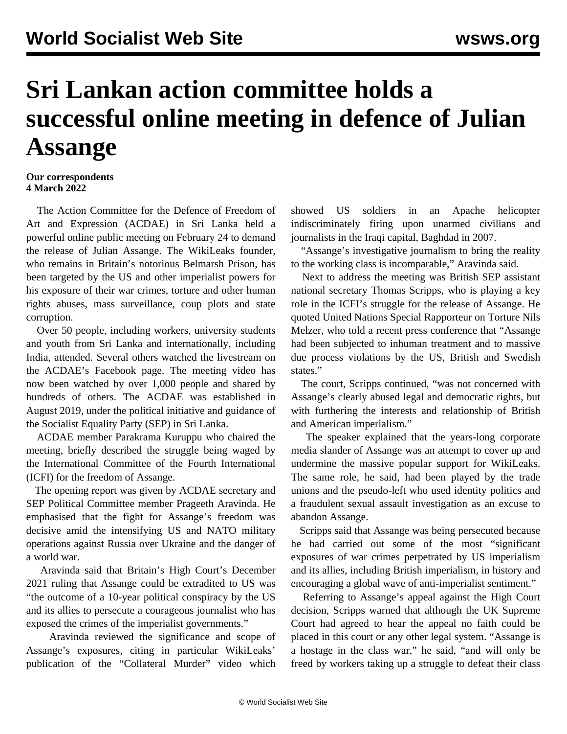# Sri Lankan action committee holds a successful online meeting in defence of Julian Assange

**Our correspondents**
**4 March 2022**

The Action Committee for the Defence of Freedom of Art and Expression (ACDAE) in Sri Lanka held a powerful online public meeting on February 24 to demand the release of Julian Assange. The WikiLeaks founder, who remains in Britain's notorious Belmarsh Prison, has been targeted by the US and other imperialist powers for his exposure of their war crimes, torture and other human rights abuses, mass surveillance, coup plots and state corruption.

Over 50 people, including workers, university students and youth from Sri Lanka and internationally, including India, attended. Several others watched the livestream on the ACDAE's Facebook page. The meeting video has now been watched by over 1,000 people and shared by hundreds of others. The ACDAE was established in August 2019, under the political initiative and guidance of the Socialist Equality Party (SEP) in Sri Lanka.

ACDAE member Parakrama Kuruppu who chaired the meeting, briefly described the struggle being waged by the International Committee of the Fourth International (ICFI) for the freedom of Assange.

The opening report was given by ACDAE secretary and SEP Political Committee member Prageeth Aravinda. He emphasised that the fight for Assange's freedom was decisive amid the intensifying US and NATO military operations against Russia over Ukraine and the danger of a world war.

Aravinda said that Britain's High Court's December 2021 ruling that Assange could be extradited to US was "the outcome of a 10-year political conspiracy by the US and its allies to persecute a courageous journalist who has exposed the crimes of the imperialist governments."

Aravinda reviewed the significance and scope of Assange's exposures, citing in particular WikiLeaks' publication of the "Collateral Murder" video which showed US soldiers in an Apache helicopter indiscriminately firing upon unarmed civilians and journalists in the Iraqi capital, Baghdad in 2007.

"Assange's investigative journalism to bring the reality to the working class is incomparable," Aravinda said.

Next to address the meeting was British SEP assistant national secretary Thomas Scripps, who is playing a key role in the ICFI's struggle for the release of Assange. He quoted United Nations Special Rapporteur on Torture Nils Melzer, who told a recent press conference that "Assange had been subjected to inhuman treatment and to massive due process violations by the US, British and Swedish states."

The court, Scripps continued, "was not concerned with Assange's clearly abused legal and democratic rights, but with furthering the interests and relationship of British and American imperialism."

The speaker explained that the years-long corporate media slander of Assange was an attempt to cover up and undermine the massive popular support for WikiLeaks. The same role, he said, had been played by the trade unions and the pseudo-left who used identity politics and a fraudulent sexual assault investigation as an excuse to abandon Assange.

Scripps said that Assange was being persecuted because he had carried out some of the most "significant exposures of war crimes perpetrated by US imperialism and its allies, including British imperialism, in history and encouraging a global wave of anti-imperialist sentiment."

Referring to Assange's appeal against the High Court decision, Scripps warned that although the UK Supreme Court had agreed to hear the appeal no faith could be placed in this court or any other legal system. "Assange is a hostage in the class war," he said, "and will only be freed by workers taking up a struggle to defeat their class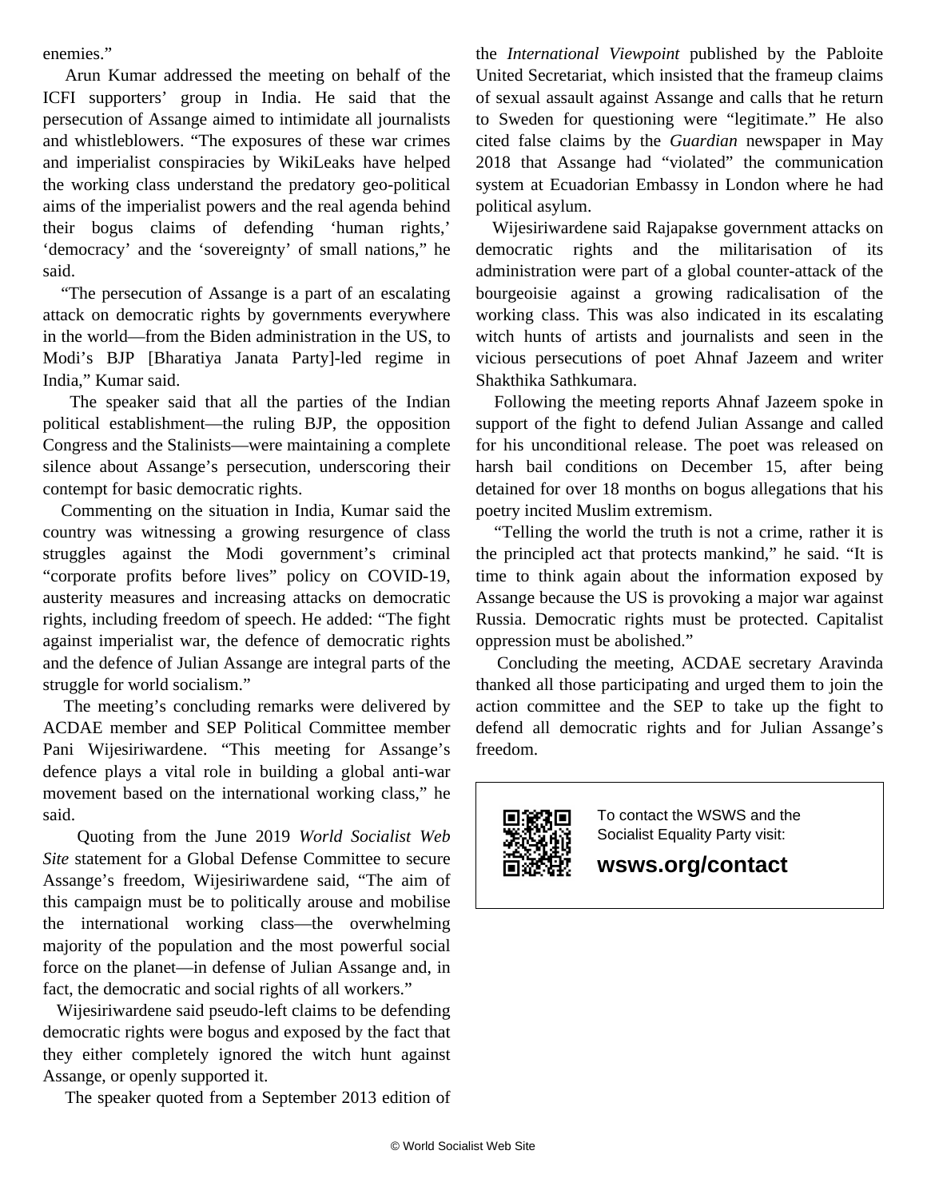enemies."

Arun Kumar addressed the meeting on behalf of the ICFI supporters' group in India. He said that the persecution of Assange aimed to intimidate all journalists and whistleblowers. "The exposures of these war crimes and imperialist conspiracies by WikiLeaks have helped the working class understand the predatory geo-political aims of the imperialist powers and the real agenda behind their bogus claims of defending 'human rights,' 'democracy' and the 'sovereignty' of small nations," he said.

"The persecution of Assange is a part of an escalating attack on democratic rights by governments everywhere in the world—from the Biden administration in the US, to Modi's BJP [Bharatiya Janata Party]-led regime in India," Kumar said.

The speaker said that all the parties of the Indian political establishment—the ruling BJP, the opposition Congress and the Stalinists—were maintaining a complete silence about Assange's persecution, underscoring their contempt for basic democratic rights.

Commenting on the situation in India, Kumar said the country was witnessing a growing resurgence of class struggles against the Modi government's criminal "corporate profits before lives" policy on COVID-19, austerity measures and increasing attacks on democratic rights, including freedom of speech. He added: "The fight against imperialist war, the defence of democratic rights and the defence of Julian Assange are integral parts of the struggle for world socialism."

The meeting's concluding remarks were delivered by ACDAE member and SEP Political Committee member Pani Wijesiriwardene. "This meeting for Assange's defence plays a vital role in building a global anti-war movement based on the international working class," he said.

Quoting from the June 2019 *World Socialist Web Site* statement for a Global Defense Committee to secure Assange's freedom, Wijesiriwardene said, "The aim of this campaign must be to politically arouse and mobilise the international working class—the overwhelming majority of the population and the most powerful social force on the planet—in defense of Julian Assange and, in fact, the democratic and social rights of all workers."

Wijesiriwardene said pseudo-left claims to be defending democratic rights were bogus and exposed by the fact that they either completely ignored the witch hunt against Assange, or openly supported it.

The speaker quoted from a September 2013 edition of the *International Viewpoint* published by the Pabloite United Secretariat, which insisted that the frameup claims of sexual assault against Assange and calls that he return to Sweden for questioning were "legitimate." He also cited false claims by the *Guardian* newspaper in May 2018 that Assange had "violated" the communication system at Ecuadorian Embassy in London where he had political asylum.

Wijesiriwardene said Rajapakse government attacks on democratic rights and the militarisation of its administration were part of a global counter-attack of the bourgeoisie against a growing radicalisation of the working class. This was also indicated in its escalating witch hunts of artists and journalists and seen in the vicious persecutions of poet Ahnaf Jazeem and writer Shakthika Sathkumara.

Following the meeting reports Ahnaf Jazeem spoke in support of the fight to defend Julian Assange and called for his unconditional release. The poet was released on harsh bail conditions on December 15, after being detained for over 18 months on bogus allegations that his poetry incited Muslim extremism.

"Telling the world the truth is not a crime, rather it is the principled act that protects mankind," he said. "It is time to think again about the information exposed by Assange because the US is provoking a major war against Russia. Democratic rights must be protected. Capitalist oppression must be abolished."

Concluding the meeting, ACDAE secretary Aravinda thanked all those participating and urged them to join the action committee and the SEP to take up the fight to defend all democratic rights and for Julian Assange's freedom.

To contact the WSWS and the Socialist Equality Party visit:

**wsws.org/contact**